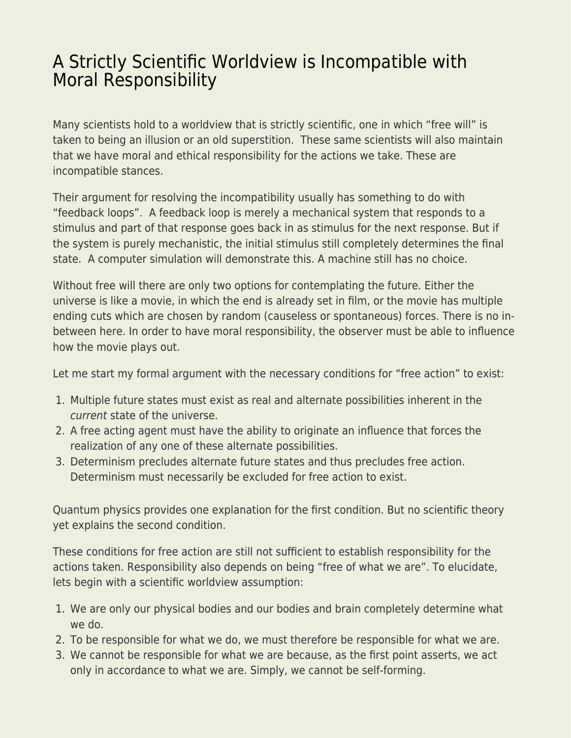# A Strictly Scientific Worldview is Incompatible with Moral Responsibility

Many scientists hold to a worldview that is strictly scientific, one in which "free will" is taken to being an illusion or an old superstition. These same scientists will also maintain that we have moral and ethical responsibility for the actions we take. These are incompatible stances.

Their argument for resolving the incompatibility usually has something to do with "feedback loops". A feedback loop is merely a mechanical system that responds to a stimulus and part of that response goes back in as stimulus for the next response. But if the system is purely mechanistic, the initial stimulus still completely determines the final state. A computer simulation will demonstrate this. A machine still has no choice.

Without free will there are only two options for contemplating the future. Either the universe is like a movie, in which the end is already set in film, or the movie has multiple ending cuts which are chosen by random (causeless or spontaneous) forces. There is no in-between here. In order to have moral responsibility, the observer must be able to influence how the movie plays out.

Let me start my formal argument with the necessary conditions for "free action" to exist:

1. Multiple future states must exist as real and alternate possibilities inherent in the *current* state of the universe.
2. A free acting agent must have the ability to originate an influence that forces the realization of any one of these alternate possibilities.
3. Determinism precludes alternate future states and thus precludes free action. Determinism must necessarily be excluded for free action to exist.

Quantum physics provides one explanation for the first condition. But no scientific theory yet explains the second condition.

These conditions for free action are still not sufficient to establish responsibility for the actions taken. Responsibility also depends on being "free of what we are". To elucidate, lets begin with a scientific worldview assumption:

1. We are only our physical bodies and our bodies and brain completely determine what we do.
2. To be responsible for what we do, we must therefore be responsible for what we are.
3. We cannot be responsible for what we are because, as the first point asserts, we act only in accordance to what we are. Simply, we cannot be self-forming.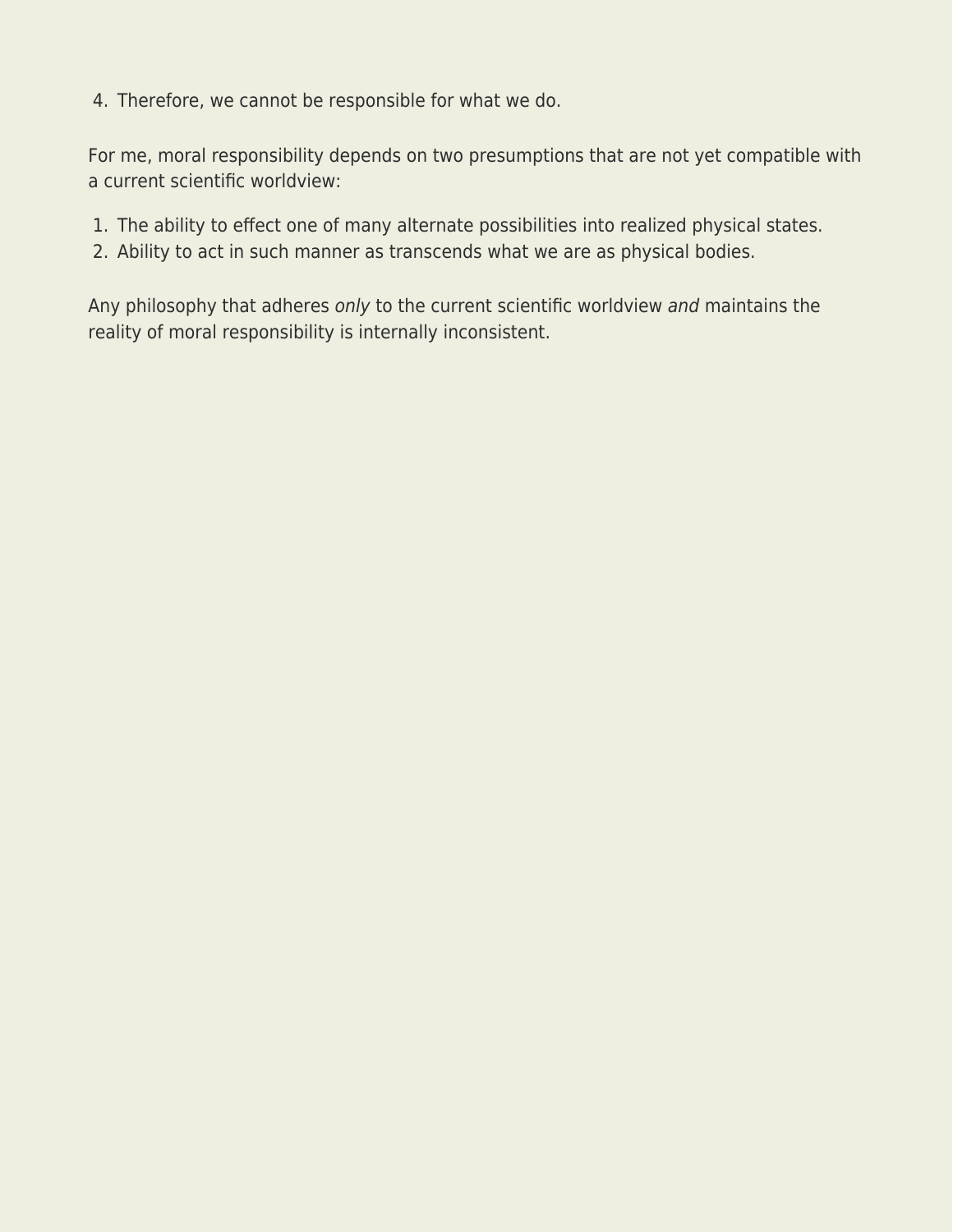4. Therefore, we cannot be responsible for what we do.

For me, moral responsibility depends on two presumptions that are not yet compatible with a current scientific worldview:

1. The ability to effect one of many alternate possibilities into realized physical states.
2. Ability to act in such manner as transcends what we are as physical bodies.

Any philosophy that adheres *only* to the current scientific worldview *and* maintains the reality of moral responsibility is internally inconsistent.